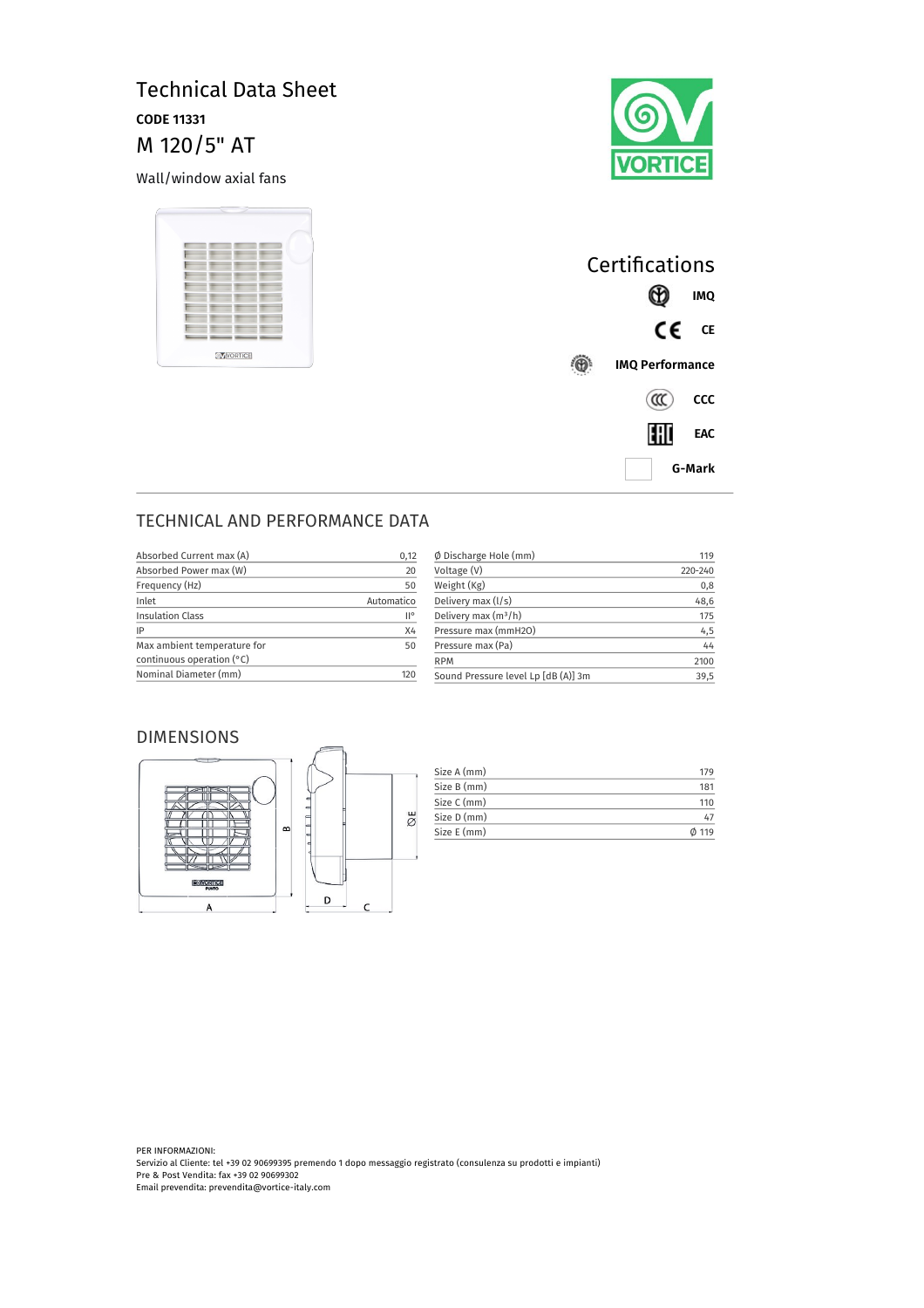# Technical Data Sheet

**CODE 11331**

## M 120/5" AT

Wall/window axial fans

## Certifications

**IMQ**

**CE**

**IMQ Performance**

**CCC**

**EAC**

**G-Mark**

## TECHNICAL AND PERFORMANCE DATA

| | |
|---|---|
| Absorbed Current max (A) | 0,12 |
| Absorbed Power max (W) | 20 |
| Frequency (Hz) | 50 |
| Inlet | Automatico |
| Insulation Class | II° |
| IP | X4 |
| Max ambient temperature for continuous operation (°C) | 50 |
| Nominal Diameter (mm) | 120 |

| | |
|---|---|
| Ø Discharge Hole (mm) | 119 |
| Voltage (V) | 220-240 |
| Weight (Kg) | 0,8 |
| Delivery max (l/s) | 48,6 |
| Delivery max (m³/h) | 175 |
| Pressure max (mmH2O) | 4,5 |
| Pressure max (Pa) | 44 |
| RPM | 2100 |
| Sound Pressure level Lp [dB (A)] 3m | 39,5 |

## DIMENSIONS

| | |
|---|---|
| Size A (mm) | 179 |
| Size B (mm) | 181 |
| Size C (mm) | 110 |
| Size D (mm) | 47 |
| Size E (mm) | Ø 119 |

PER INFORMAZIONI:
Servizio al Cliente: tel +39 02 90699395 premendo 1 dopo messaggio registrato (consulenza su prodotti e impianti)
Pre & Post Vendita: fax +39 02 90699302
Email prevendita: prevendita@vortice-italy.com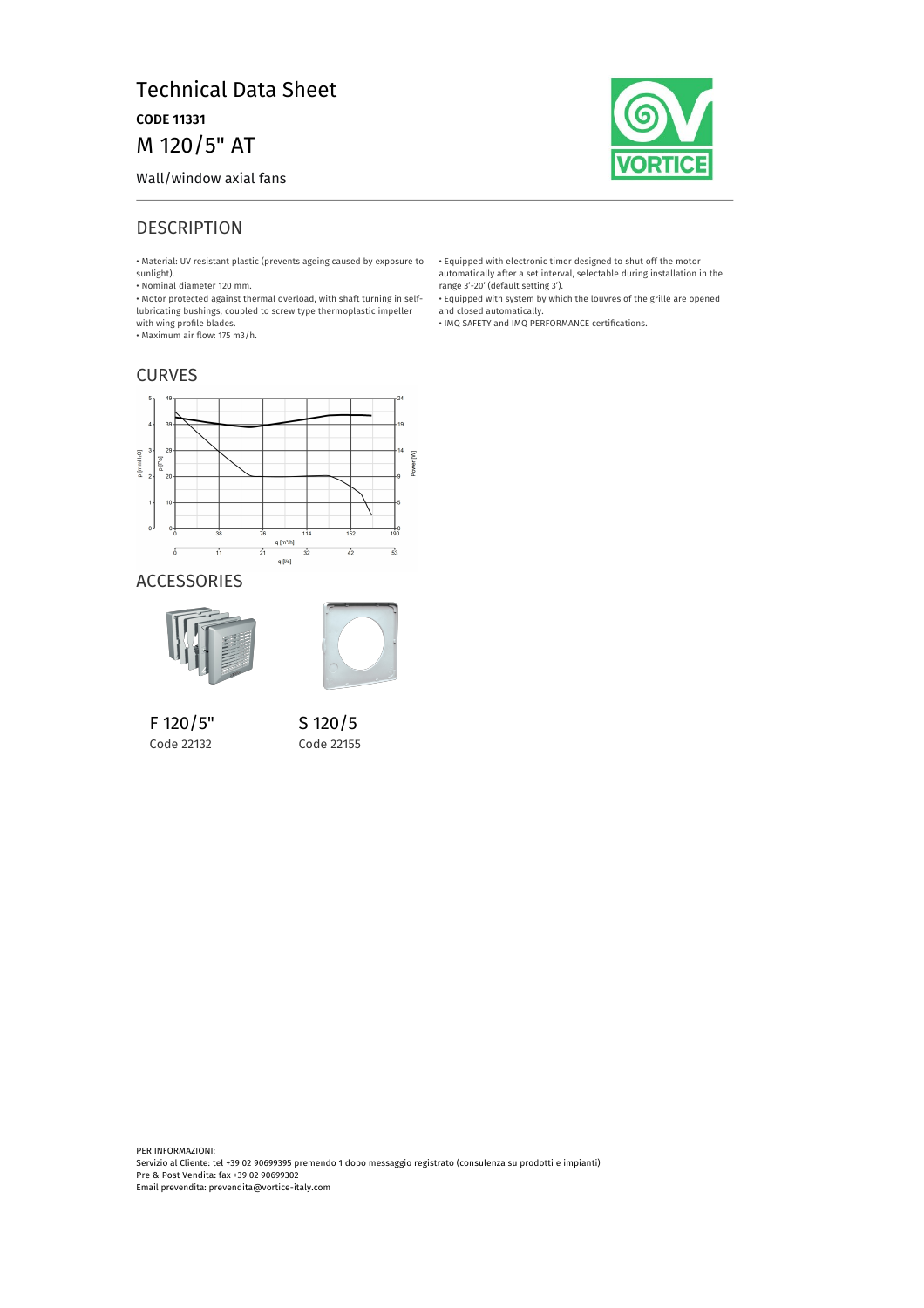# Technical Data Sheet

**CODE 11331**

M 120/5" AT

Wall/window axial fans

VORTICE

## DESCRIPTION

- Material: UV resistant plastic (prevents ageing caused by exposure to sunlight).
- Nominal diameter 120 mm.
- Motor protected against thermal overload, with shaft turning in self-lubricating bushings, coupled to screw type thermoplastic impeller with wing profile blades.
- Maximum air flow: 175 m3/h.
- Equipped with electronic timer designed to shut off the motor automatically after a set interval, selectable during installation in the range 3'-20' (default setting 3').
- Equipped with system by which the louvres of the grille are opened and closed automatically.
- IMQ SAFETY and IMQ PERFORMANCE certifications.

## CURVES

p [mmH₂O]: 0, 1, 2, 3, 4, 5
p [Pa]: 0, 10, 20, 29, 39, 49
Power [W]: 0, 5, 9, 14, 19, 24
q [m³/h]: 0, 38, 76, 114, 152, 190
q [l/s]: 0, 11, 21, 32, 42, 53

## ACCESSORIES

F 120/5"
Code 22132

S 120/5
Code 22155

PER INFORMAZIONI:
Servizio al Cliente: tel +39 02 90699395 premendo 1 dopo messaggio registrato (consulenza su prodotti e impianti)
Pre & Post Vendita: fax +39 02 90699302
Email prevendita: prevendita@vortice-italy.com